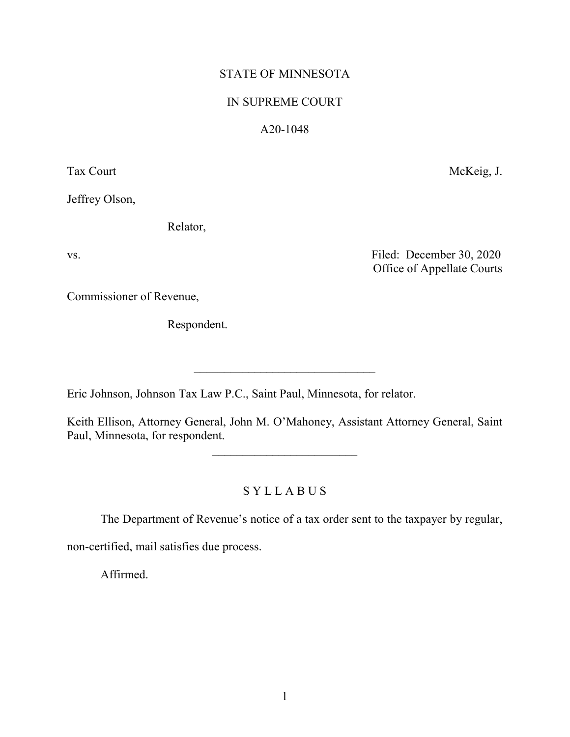STATE OF MINNESOTA

IN SUPREME COURT

A20-1048

Tax Court McKeig, J.

Jeffrey Olson,

Relator,

vs. Filed: December 30, 2020
Office of Appellate Courts

Commissioner of Revenue,

Respondent.

________________________

Eric Johnson, Johnson Tax Law P.C., Saint Paul, Minnesota, for relator.

Keith Ellison, Attorney General, John M. O'Mahoney, Assistant Attorney General, Saint Paul, Minnesota, for respondent.

________________________

## S Y L L A B U S

The Department of Revenue's notice of a tax order sent to the taxpayer by regular, non-certified, mail satisfies due process.

Affirmed.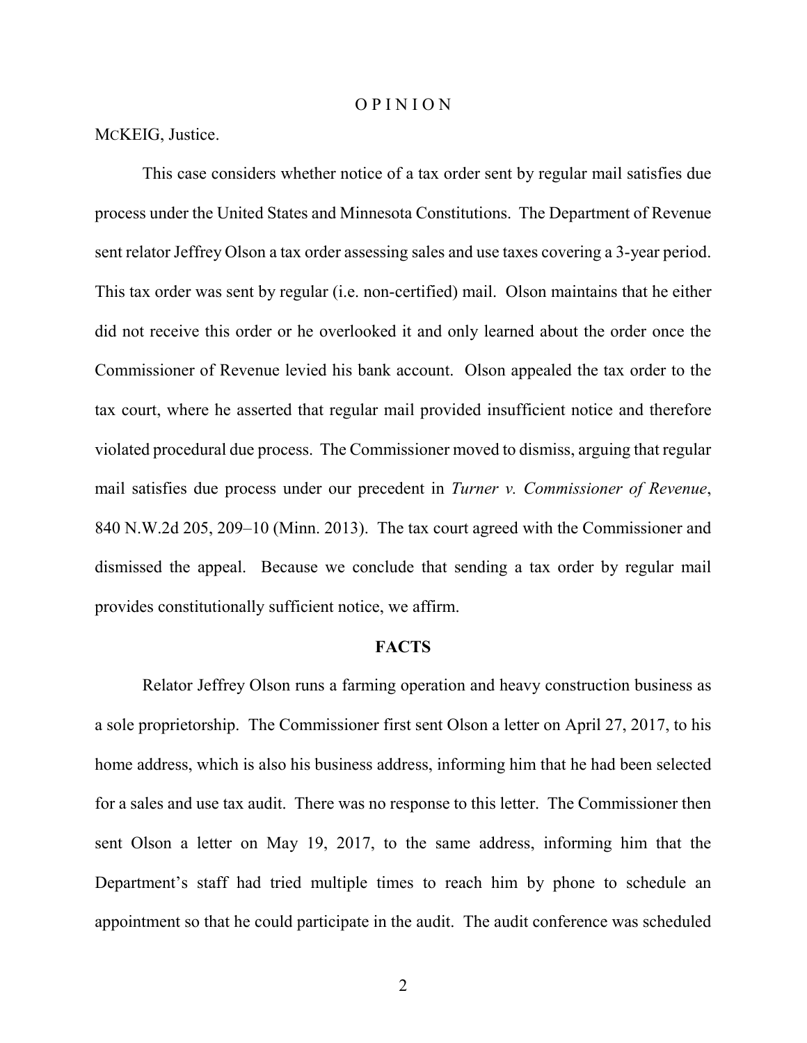# OPINION

MCKEIG, Justice.

This case considers whether notice of a tax order sent by regular mail satisfies due process under the United States and Minnesota Constitutions. The Department of Revenue sent relator Jeffrey Olson a tax order assessing sales and use taxes covering a 3-year period. This tax order was sent by regular (i.e. non-certified) mail. Olson maintains that he either did not receive this order or he overlooked it and only learned about the order once the Commissioner of Revenue levied his bank account. Olson appealed the tax order to the tax court, where he asserted that regular mail provided insufficient notice and therefore violated procedural due process. The Commissioner moved to dismiss, arguing that regular mail satisfies due process under our precedent in *Turner v. Commissioner of Revenue*, 840 N.W.2d 205, 209–10 (Minn. 2013). The tax court agreed with the Commissioner and dismissed the appeal. Because we conclude that sending a tax order by regular mail provides constitutionally sufficient notice, we affirm.

## FACTS

Relator Jeffrey Olson runs a farming operation and heavy construction business as a sole proprietorship. The Commissioner first sent Olson a letter on April 27, 2017, to his home address, which is also his business address, informing him that he had been selected for a sales and use tax audit. There was no response to this letter. The Commissioner then sent Olson a letter on May 19, 2017, to the same address, informing him that the Department's staff had tried multiple times to reach him by phone to schedule an appointment so that he could participate in the audit. The audit conference was scheduled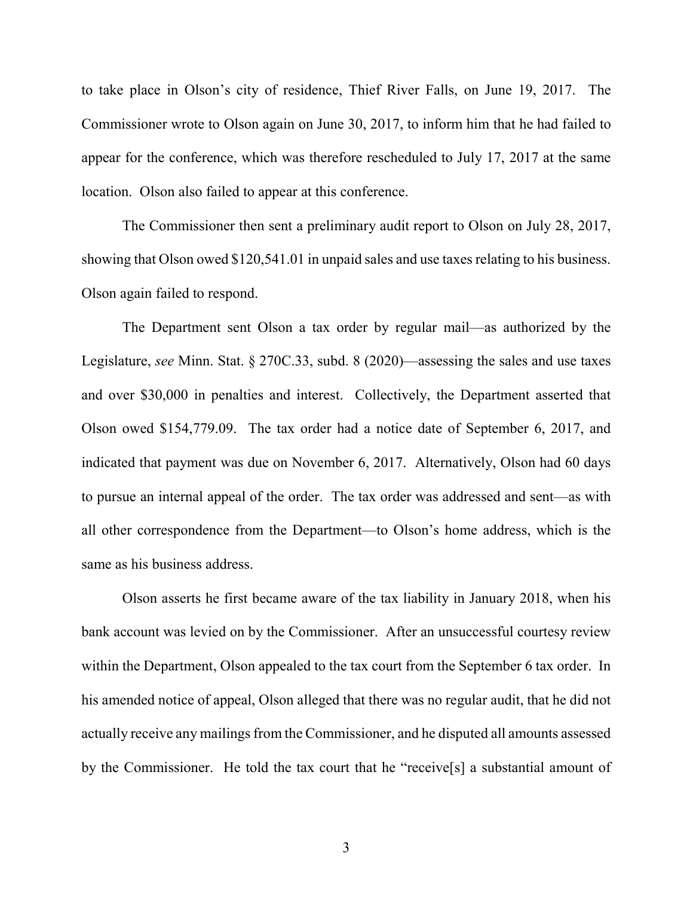to take place in Olson's city of residence, Thief River Falls, on June 19, 2017. The Commissioner wrote to Olson again on June 30, 2017, to inform him that he had failed to appear for the conference, which was therefore rescheduled to July 17, 2017 at the same location. Olson also failed to appear at this conference.

The Commissioner then sent a preliminary audit report to Olson on July 28, 2017, showing that Olson owed $120,541.01 in unpaid sales and use taxes relating to his business. Olson again failed to respond.

The Department sent Olson a tax order by regular mail—as authorized by the Legislature, *see* Minn. Stat. § 270C.33, subd. 8 (2020)—assessing the sales and use taxes and over $30,000 in penalties and interest. Collectively, the Department asserted that Olson owed $154,779.09. The tax order had a notice date of September 6, 2017, and indicated that payment was due on November 6, 2017. Alternatively, Olson had 60 days to pursue an internal appeal of the order. The tax order was addressed and sent—as with all other correspondence from the Department—to Olson's home address, which is the same as his business address.

Olson asserts he first became aware of the tax liability in January 2018, when his bank account was levied on by the Commissioner. After an unsuccessful courtesy review within the Department, Olson appealed to the tax court from the September 6 tax order. In his amended notice of appeal, Olson alleged that there was no regular audit, that he did not actually receive any mailings from the Commissioner, and he disputed all amounts assessed by the Commissioner. He told the tax court that he "receive[s] a substantial amount of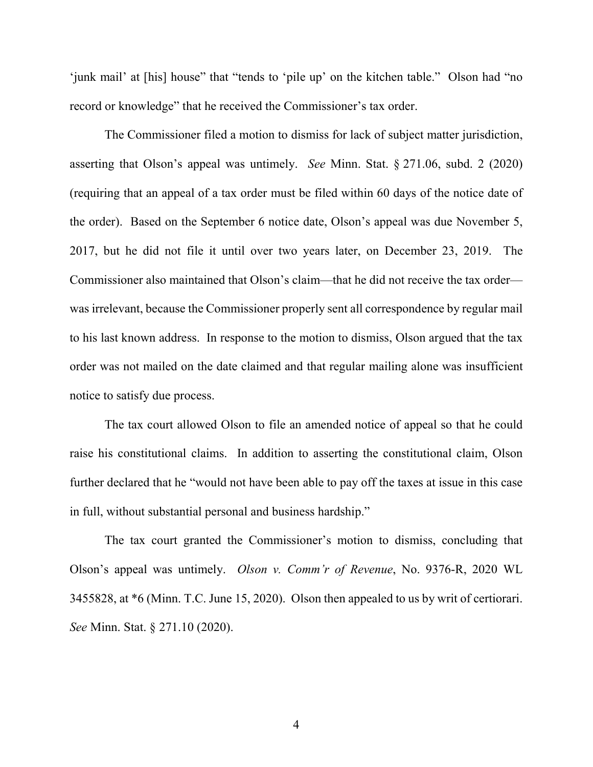'junk mail' at [his] house" that "tends to 'pile up' on the kitchen table." Olson had "no record or knowledge" that he received the Commissioner's tax order.

The Commissioner filed a motion to dismiss for lack of subject matter jurisdiction, asserting that Olson's appeal was untimely. *See* Minn. Stat. § 271.06, subd. 2 (2020) (requiring that an appeal of a tax order must be filed within 60 days of the notice date of the order). Based on the September 6 notice date, Olson's appeal was due November 5, 2017, but he did not file it until over two years later, on December 23, 2019. The Commissioner also maintained that Olson's claim—that he did not receive the tax order—was irrelevant, because the Commissioner properly sent all correspondence by regular mail to his last known address. In response to the motion to dismiss, Olson argued that the tax order was not mailed on the date claimed and that regular mailing alone was insufficient notice to satisfy due process.

The tax court allowed Olson to file an amended notice of appeal so that he could raise his constitutional claims. In addition to asserting the constitutional claim, Olson further declared that he "would not have been able to pay off the taxes at issue in this case in full, without substantial personal and business hardship."

The tax court granted the Commissioner's motion to dismiss, concluding that Olson's appeal was untimely. *Olson v. Comm'r of Revenue*, No. 9376-R, 2020 WL 3455828, at *6 (Minn. T.C. June 15, 2020). Olson then appealed to us by writ of certiorari. *See* Minn. Stat. § 271.10 (2020).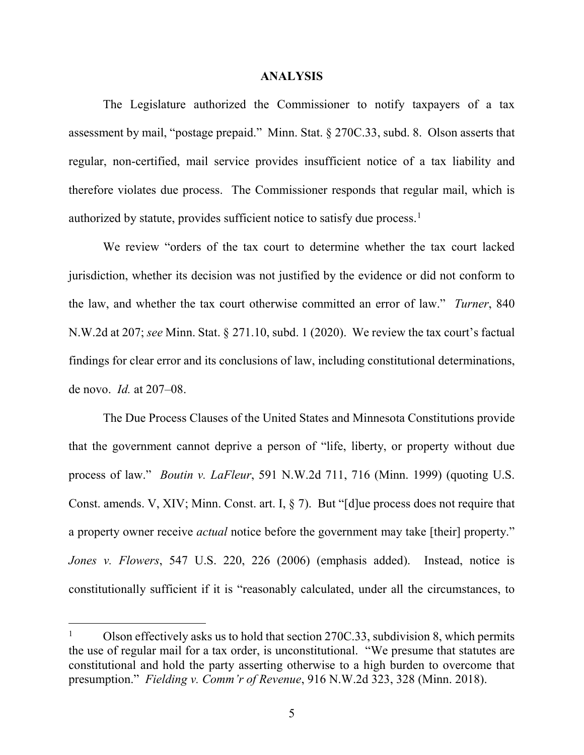## ANALYSIS

The Legislature authorized the Commissioner to notify taxpayers of a tax assessment by mail, "postage prepaid." Minn. Stat. § 270C.33, subd. 8. Olson asserts that regular, non-certified, mail service provides insufficient notice of a tax liability and therefore violates due process. The Commissioner responds that regular mail, which is authorized by statute, provides sufficient notice to satisfy due process.[1]

We review "orders of the tax court to determine whether the tax court lacked jurisdiction, whether its decision was not justified by the evidence or did not conform to the law, and whether the tax court otherwise committed an error of law." *Turner*, 840 N.W.2d at 207; *see* Minn. Stat. § 271.10, subd. 1 (2020). We review the tax court's factual findings for clear error and its conclusions of law, including constitutional determinations, de novo. *Id.* at 207–08.

The Due Process Clauses of the United States and Minnesota Constitutions provide that the government cannot deprive a person of "life, liberty, or property without due process of law." *Boutin v. LaFleur*, 591 N.W.2d 711, 716 (Minn. 1999) (quoting U.S. Const. amends. V, XIV; Minn. Const. art. I, § 7). But "[d]ue process does not require that a property owner receive *actual* notice before the government may take [their] property." *Jones v. Flowers*, 547 U.S. 220, 226 (2006) (emphasis added). Instead, notice is constitutionally sufficient if it is "reasonably calculated, under all the circumstances, to

---

[1] Olson effectively asks us to hold that section 270C.33, subdivision 8, which permits the use of regular mail for a tax order, is unconstitutional. "We presume that statutes are constitutional and hold the party asserting otherwise to a high burden to overcome that presumption." *Fielding v. Comm'r of Revenue*, 916 N.W.2d 323, 328 (Minn. 2018).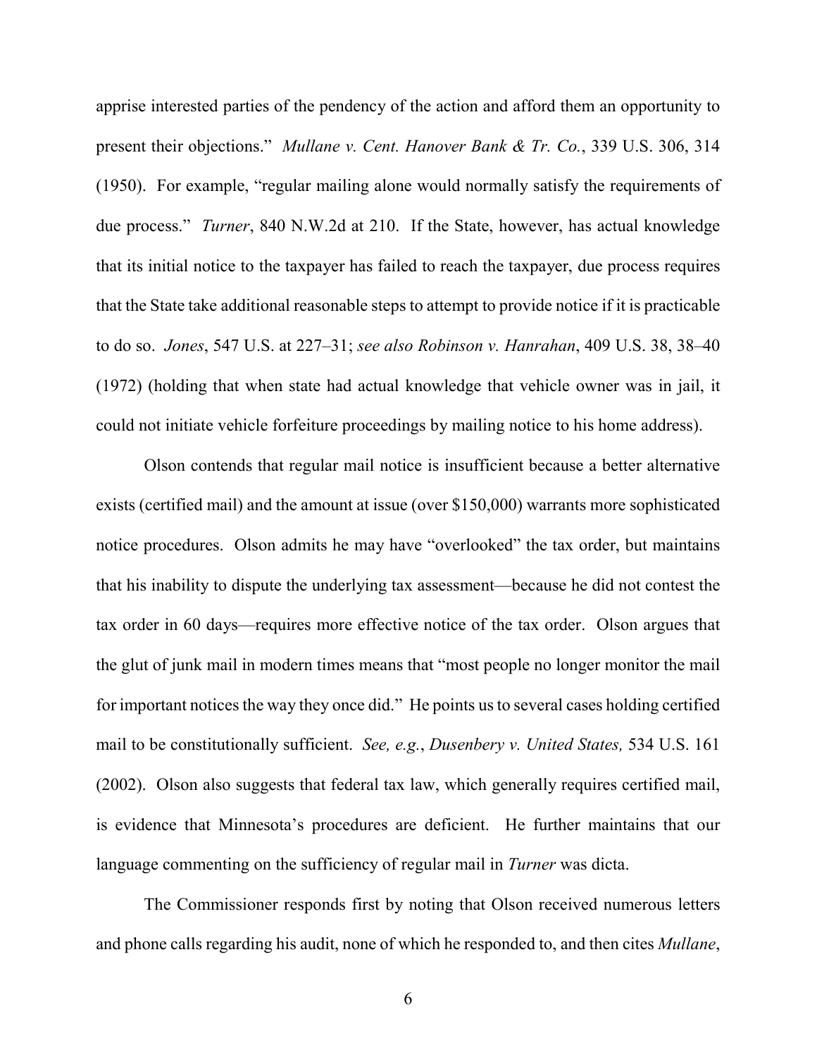apprise interested parties of the pendency of the action and afford them an opportunity to present their objections." *Mullane v. Cent. Hanover Bank & Tr. Co.*, 339 U.S. 306, 314 (1950). For example, "regular mailing alone would normally satisfy the requirements of due process." *Turner*, 840 N.W.2d at 210. If the State, however, has actual knowledge that its initial notice to the taxpayer has failed to reach the taxpayer, due process requires that the State take additional reasonable steps to attempt to provide notice if it is practicable to do so. *Jones*, 547 U.S. at 227–31; *see also Robinson v. Hanrahan*, 409 U.S. 38, 38–40 (1972) (holding that when state had actual knowledge that vehicle owner was in jail, it could not initiate vehicle forfeiture proceedings by mailing notice to his home address).

Olson contends that regular mail notice is insufficient because a better alternative exists (certified mail) and the amount at issue (over $150,000) warrants more sophisticated notice procedures. Olson admits he may have "overlooked" the tax order, but maintains that his inability to dispute the underlying tax assessment—because he did not contest the tax order in 60 days—requires more effective notice of the tax order. Olson argues that the glut of junk mail in modern times means that "most people no longer monitor the mail for important notices the way they once did." He points us to several cases holding certified mail to be constitutionally sufficient. *See, e.g.*, *Dusenbery v. United States,* 534 U.S. 161 (2002). Olson also suggests that federal tax law, which generally requires certified mail, is evidence that Minnesota's procedures are deficient. He further maintains that our language commenting on the sufficiency of regular mail in *Turner* was dicta.

The Commissioner responds first by noting that Olson received numerous letters and phone calls regarding his audit, none of which he responded to, and then cites *Mullane*,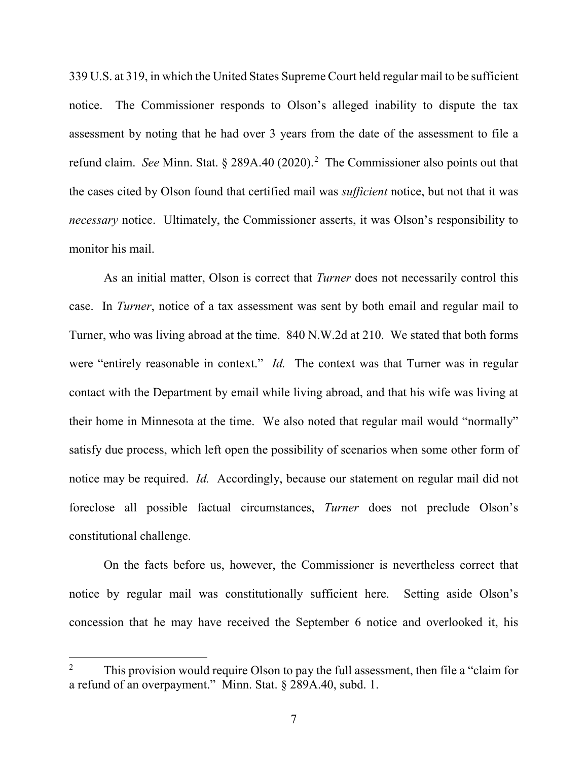339 U.S. at 319, in which the United States Supreme Court held regular mail to be sufficient notice. The Commissioner responds to Olson's alleged inability to dispute the tax assessment by noting that he had over 3 years from the date of the assessment to file a refund claim. *See* Minn. Stat. § 289A.40 (2020).[2] The Commissioner also points out that the cases cited by Olson found that certified mail was *sufficient* notice, but not that it was *necessary* notice. Ultimately, the Commissioner asserts, it was Olson's responsibility to monitor his mail.

As an initial matter, Olson is correct that *Turner* does not necessarily control this case. In *Turner*, notice of a tax assessment was sent by both email and regular mail to Turner, who was living abroad at the time. 840 N.W.2d at 210. We stated that both forms were "entirely reasonable in context." *Id.* The context was that Turner was in regular contact with the Department by email while living abroad, and that his wife was living at their home in Minnesota at the time. We also noted that regular mail would "normally" satisfy due process, which left open the possibility of scenarios when some other form of notice may be required. *Id.* Accordingly, because our statement on regular mail did not foreclose all possible factual circumstances, *Turner* does not preclude Olson's constitutional challenge.

On the facts before us, however, the Commissioner is nevertheless correct that notice by regular mail was constitutionally sufficient here. Setting aside Olson's concession that he may have received the September 6 notice and overlooked it, his

---

[2] This provision would require Olson to pay the full assessment, then file a "claim for a refund of an overpayment." Minn. Stat. § 289A.40, subd. 1.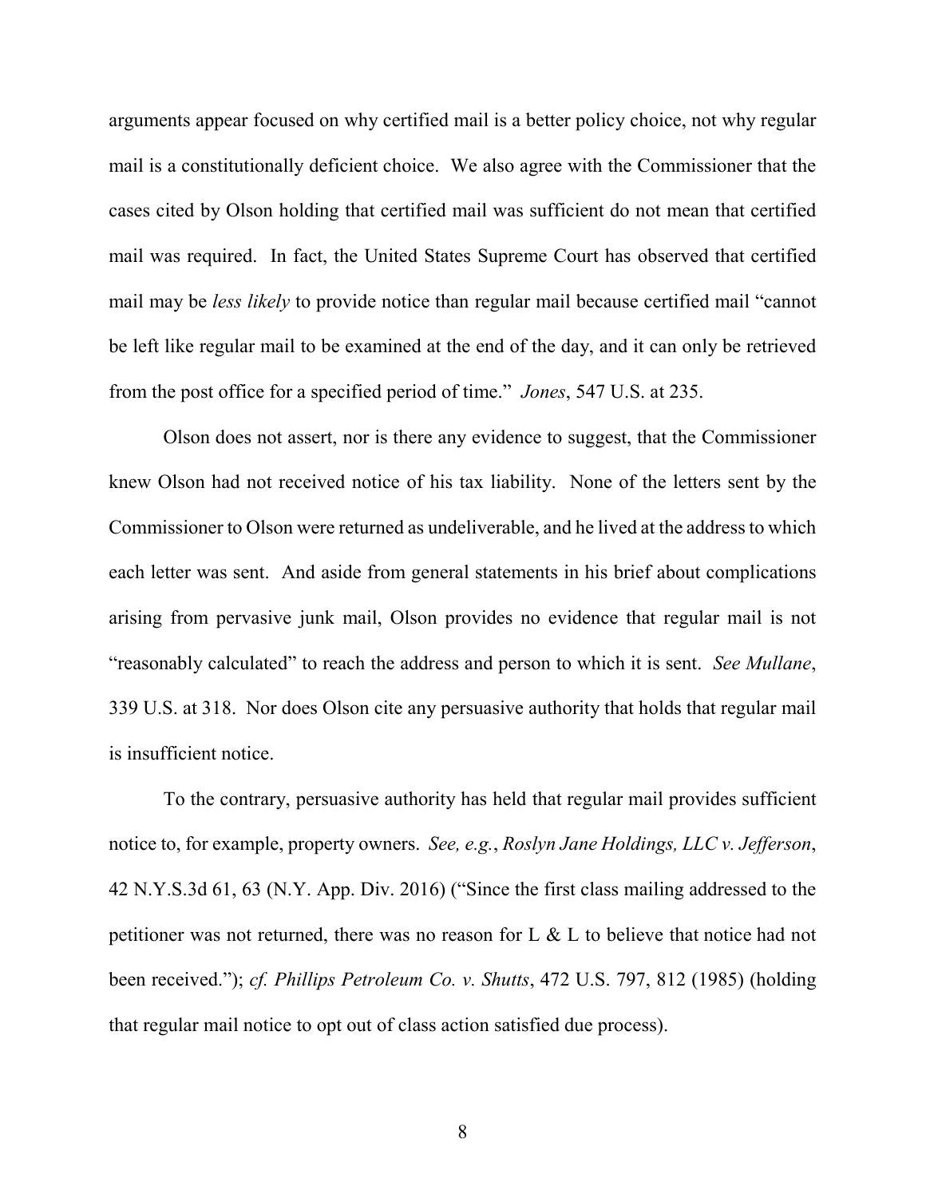arguments appear focused on why certified mail is a better policy choice, not why regular mail is a constitutionally deficient choice. We also agree with the Commissioner that the cases cited by Olson holding that certified mail was sufficient do not mean that certified mail was required. In fact, the United States Supreme Court has observed that certified mail may be *less likely* to provide notice than regular mail because certified mail "cannot be left like regular mail to be examined at the end of the day, and it can only be retrieved from the post office for a specified period of time." *Jones*, 547 U.S. at 235.

Olson does not assert, nor is there any evidence to suggest, that the Commissioner knew Olson had not received notice of his tax liability. None of the letters sent by the Commissioner to Olson were returned as undeliverable, and he lived at the address to which each letter was sent. And aside from general statements in his brief about complications arising from pervasive junk mail, Olson provides no evidence that regular mail is not "reasonably calculated" to reach the address and person to which it is sent. *See Mullane*, 339 U.S. at 318. Nor does Olson cite any persuasive authority that holds that regular mail is insufficient notice.

To the contrary, persuasive authority has held that regular mail provides sufficient notice to, for example, property owners. *See, e.g.*, *Roslyn Jane Holdings, LLC v. Jefferson*, 42 N.Y.S.3d 61, 63 (N.Y. App. Div. 2016) ("Since the first class mailing addressed to the petitioner was not returned, there was no reason for L & L to believe that notice had not been received."); *cf. Phillips Petroleum Co. v. Shutts*, 472 U.S. 797, 812 (1985) (holding that regular mail notice to opt out of class action satisfied due process).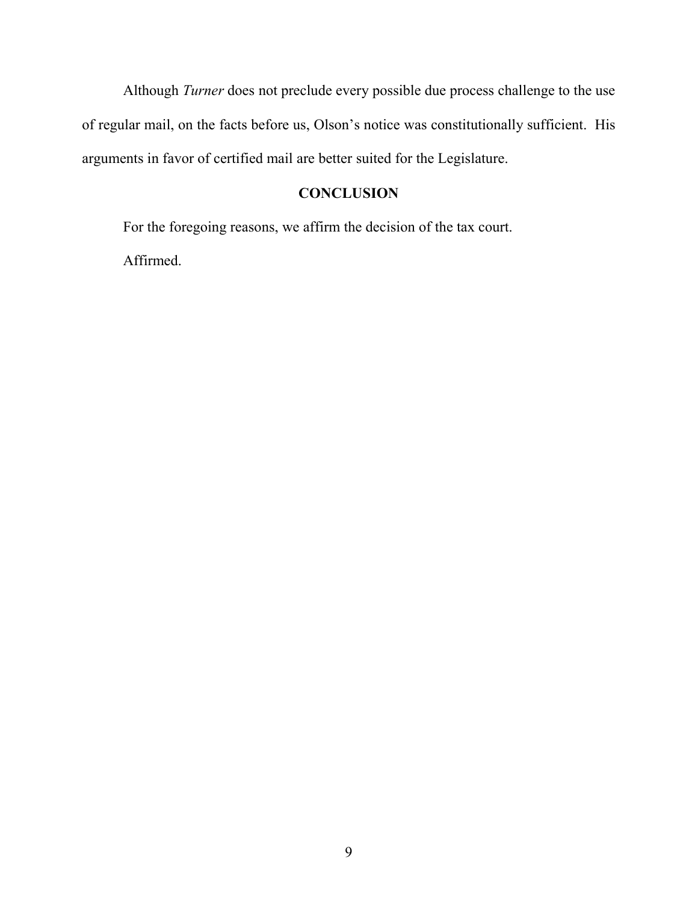Although *Turner* does not preclude every possible due process challenge to the use of regular mail, on the facts before us, Olson's notice was constitutionally sufficient. His arguments in favor of certified mail are better suited for the Legislature.

## CONCLUSION

For the foregoing reasons, we affirm the decision of the tax court.

Affirmed.